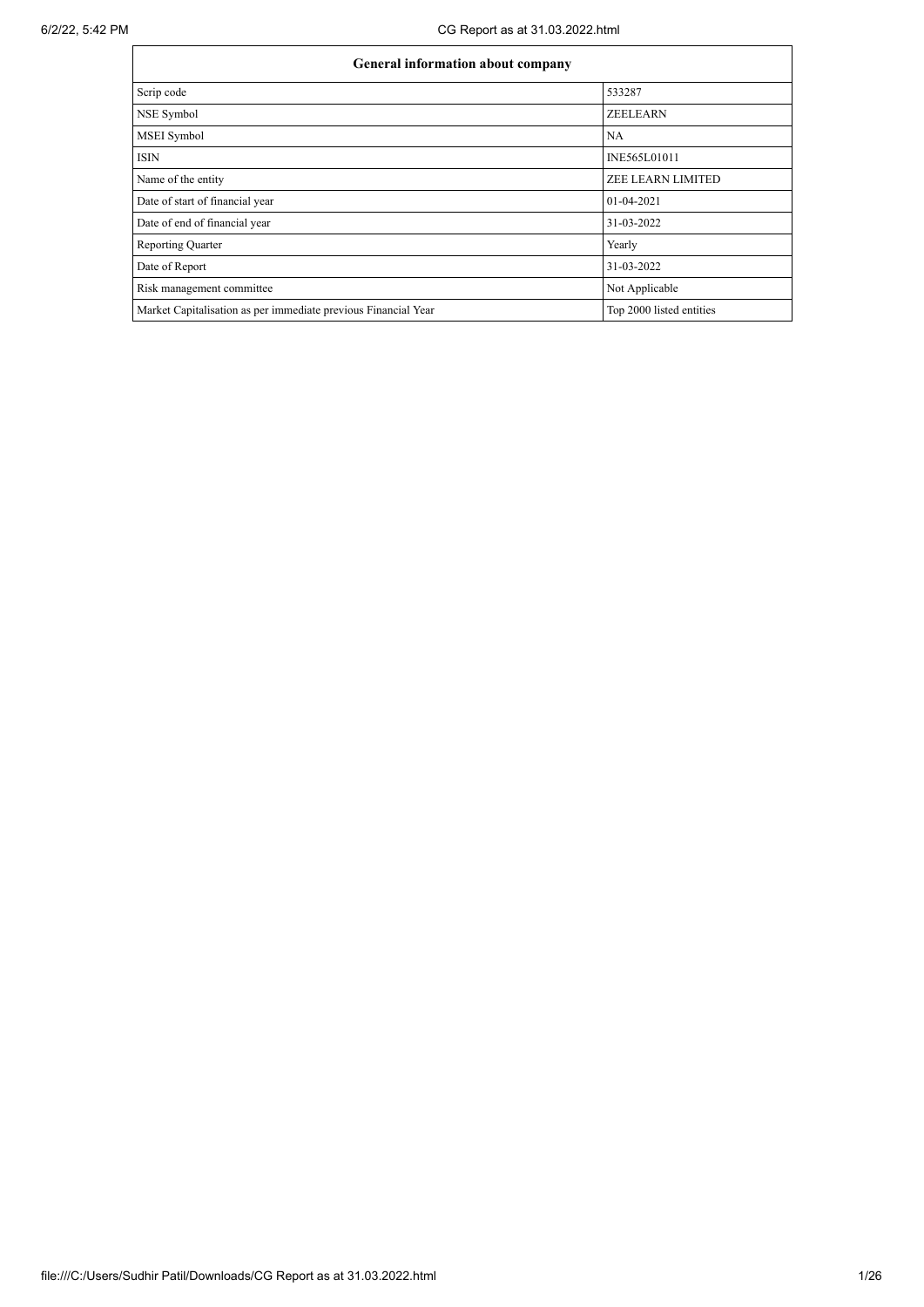| General information about company | |
| --- | --- |
| Scrip code | 533287 |
| NSE Symbol | ZEELEARN |
| MSEI Symbol | NA |
| ISIN | INE565L01011 |
| Name of the entity | ZEE LEARN LIMITED |
| Date of start of financial year | 01-04-2021 |
| Date of end of financial year | 31-03-2022 |
| Reporting Quarter | Yearly |
| Date of Report | 31-03-2022 |
| Risk management committee | Not Applicable |
| Market Capitalisation as per immediate previous Financial Year | Top 2000 listed entities |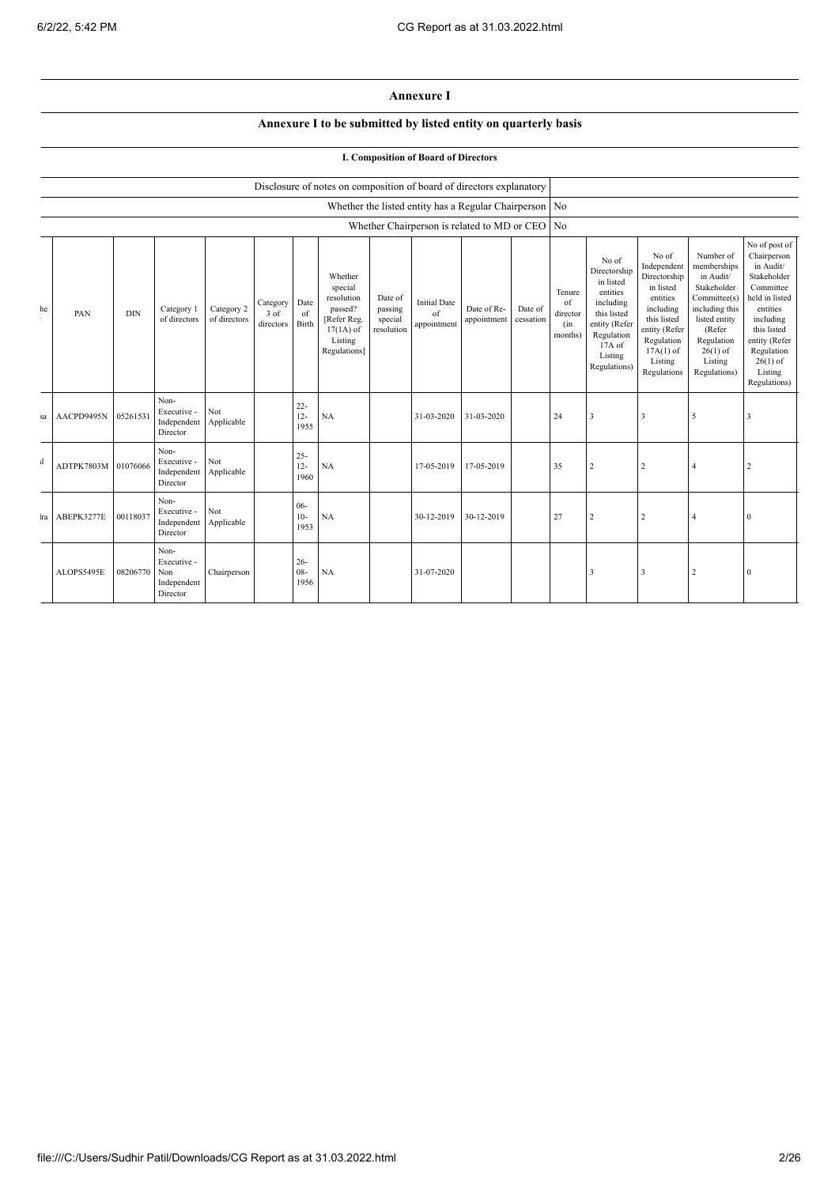# Annexure I

## Annexure I to be submitted by listed entity on quarterly basis

### I. Composition of Board of Directors

| Disclosure of notes on composition of board of directors explanatory | |
|---|---|
| Whether the listed entity has a Regular Chairperson | No |
| Whether Chairperson is related to MD or CEO | No |

| he | PAN | DIN | Category 1 of directors | Category 2 of directors | Category 3 of directors | Date of Birth | Whether special resolution passed? [Refer Reg. 17(1A) of Listing Regulations] | Date of passing special resolution | Initial Date of appointment | Date of Re-appointment | Date of cessation | Tenure of director (in months) | No of Directorship in listed entities including this listed entity (Refer Regulation 17A of Listing Regulations) | No of Independent Directorship in listed entities including this listed entity (Refer Regulation 17A(1) of Listing Regulations | Number of memberships in Audit/ Stakeholder Committee(s) including this listed entity (Refer Regulation 26(1) of Listing Regulations) | No of post of Chairperson in Audit/ Stakeholder Committee held in listed entities including this listed entity (Refer Regulation 26(1) of Listing Regulations) |
|---|---|---|---|---|---|---|---|---|---|---|---|---|---|---|---|---|
| sa | AACPD9495N | 05261531 | Non-Executive - Independent Director | Not Applicable | | 22-12-1955 | NA | | 31-03-2020 | 31-03-2020 | | 24 | 3 | 3 | 5 | 3 |
| l | ADTPK7803M | 01076066 | Non-Executive - Independent Director | Not Applicable | | 25-12-1960 | NA | | 17-05-2019 | 17-05-2019 | | 35 | 2 | 2 | 4 | 2 |
| ra | ABEPK3277E | 00118037 | Non-Executive - Independent Director | Not Applicable | | 06-10-1953 | NA | | 30-12-2019 | 30-12-2019 | | 27 | 2 | 2 | 4 | 0 |
| | ALOPS5495E | 08206770 | Non-Executive - Non Independent Director | Chairperson | | 26-08-1956 | NA | | 31-07-2020 | | | | 3 | 3 | 2 | 0 |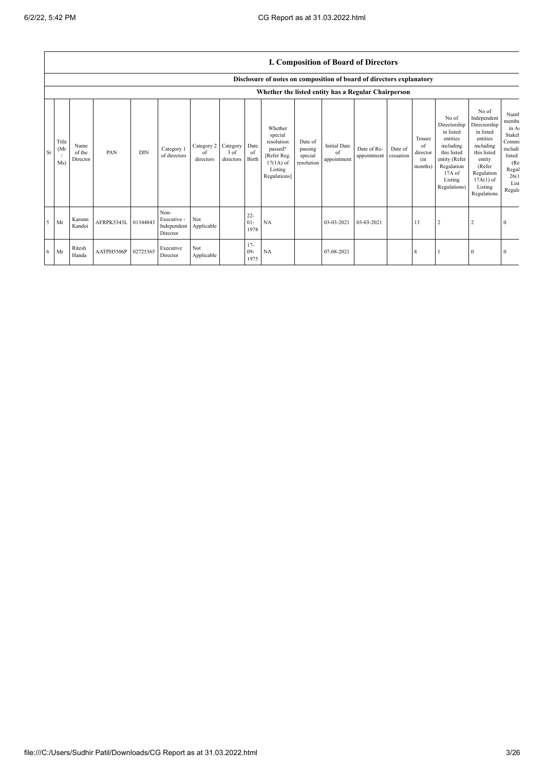## I. Composition of Board of Directors

### Disclosure of notes on composition of board of directors explanatory

### Whether the listed entity has a Regular Chairperson

| Sr | Title (Mr / Ms) | Name of the Director | PAN | DIN | Category 1 of directors | Category 2 of directors | Category 3 of directors | Date of Birth | Whether special resolution passed? [Refer Reg. 17(1A) of Listing Regulations] | Date of passing special resolution | Initial Date of appointment | Date of Re-appointment | Date of cessation | Tenure of director (in months) | No of Directorship in listed entities including this listed entity (Refer Regulation 17A of Listing Regulations) | No of Independent Directorship in listed entities including this listed entity (Refer Regulation 17A(1) of Listing Regulations | Numb memb in A Stakeh Commi includi listed (Re Regul 26(1 List Regula |
|---|---|---|---|---|---|---|---|---|---|---|---|---|---|---|---|---|---|
| 5 | Mr | Karunn Kandoi | AFRPK5343L | 01344843 | Non-Executive - Independent Director | Not Applicable | | 22-01-1978 | NA | | 03-03-2021 | 03-03-2021 | | 13 | 2 | 2 | 0 |
| 6 | Mr | Ritesh Handa | AATPH5506P | 02725365 | Executive Director | Not Applicable | | 17-09-1975 | NA | | 07-08-2021 | | | 8 | 1 | 0 | 0 |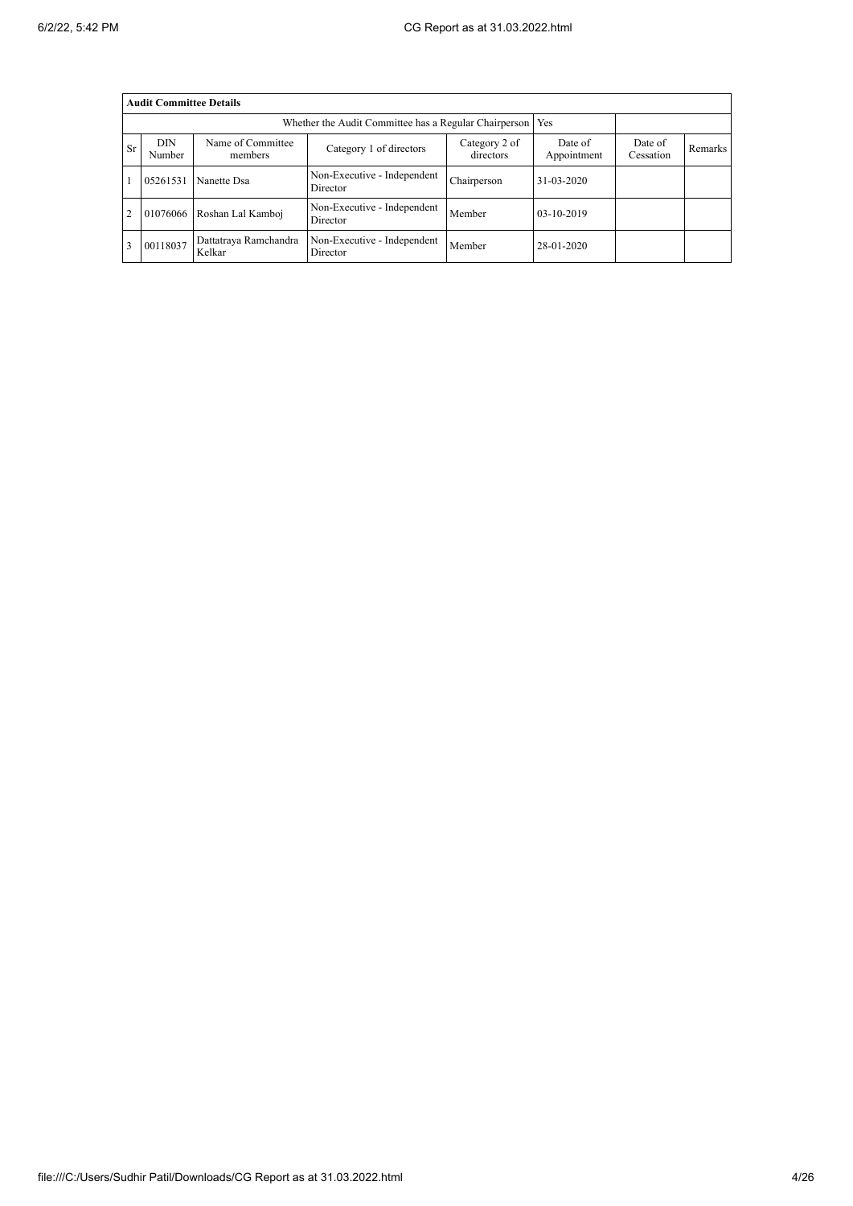| **Audit Committee Details** | | | | | | | |
|---|---|---|---|---|---|---|---|
| Whether the Audit Committee has a Regular Chairperson | | | | | Yes | | |
| Sr | DIN Number | Name of Committee members | Category 1 of directors | Category 2 of directors | Date of Appointment | Date of Cessation | Remarks |
| 1 | 05261531 | Nanette Dsa | Non-Executive - Independent Director | Chairperson | 31-03-2020 | | |
| 2 | 01076066 | Roshan Lal Kamboj | Non-Executive - Independent Director | Member | 03-10-2019 | | |
| 3 | 00118037 | Dattatraya Ramchandra Kelkar | Non-Executive - Independent Director | Member | 28-01-2020 | | |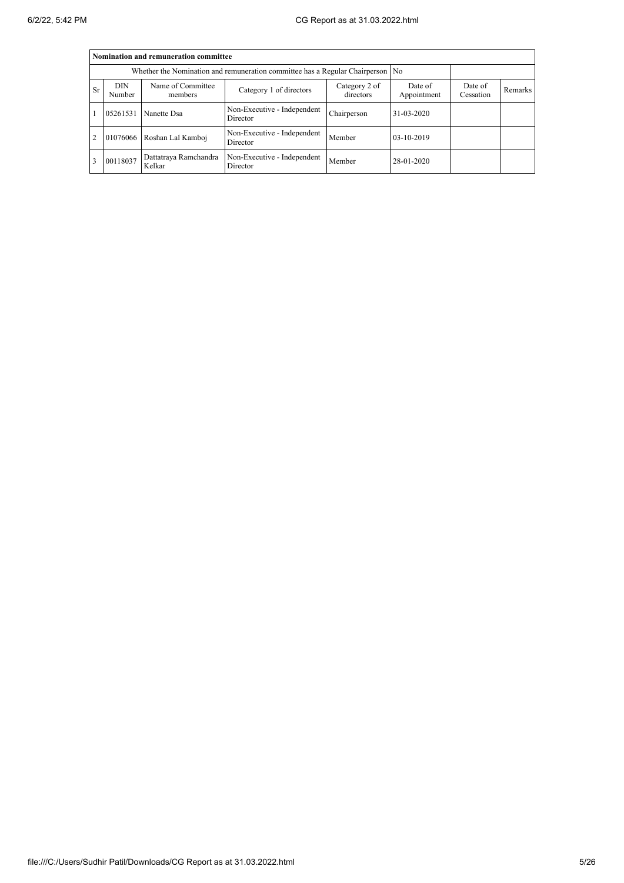| Nomination and remuneration committee | | | | | | | |
|---|---|---|---|---|---|---|---|
| Whether the Nomination and remuneration committee has a Regular Chairperson | | | | | No | | |
| Sr | DIN Number | Name of Committee members | Category 1 of directors | Category 2 of directors | Date of Appointment | Date of Cessation | Remarks |
| 1 | 05261531 | Nanette Dsa | Non-Executive - Independent Director | Chairperson | 31-03-2020 | | |
| 2 | 01076066 | Roshan Lal Kamboj | Non-Executive - Independent Director | Member | 03-10-2019 | | |
| 3 | 00118037 | Dattatraya Ramchandra Kelkar | Non-Executive - Independent Director | Member | 28-01-2020 | | |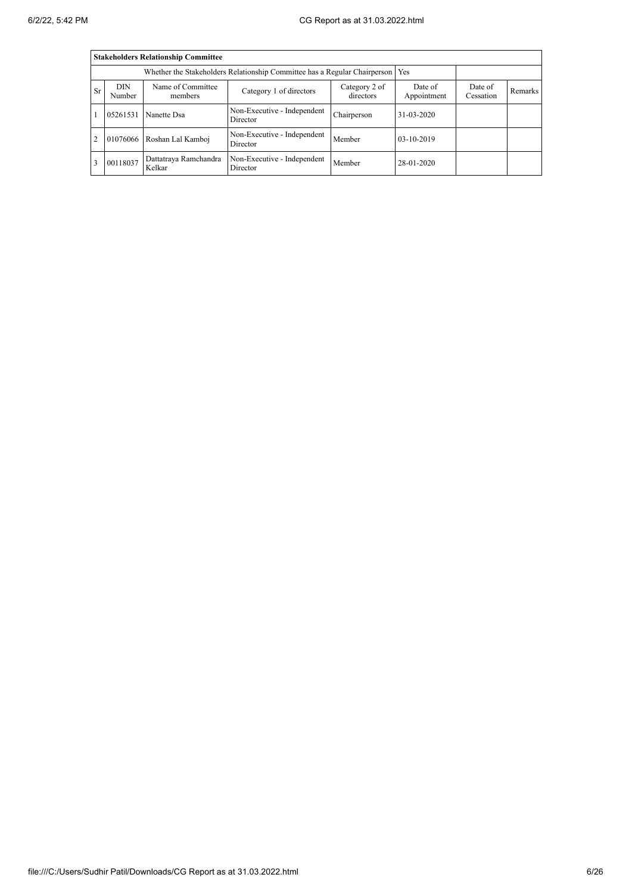| Stakeholders Relationship Committee | | | | | | | |
|---|---|---|---|---|---|---|---|
| Whether the Stakeholders Relationship Committee has a Regular Chairperson | | | | | Yes | | |
| Sr | DIN Number | Name of Committee members | Category 1 of directors | Category 2 of directors | Date of Appointment | Date of Cessation | Remarks |
| 1 | 05261531 | Nanette Dsa | Non-Executive - Independent Director | Chairperson | 31-03-2020 | | |
| 2 | 01076066 | Roshan Lal Kamboj | Non-Executive - Independent Director | Member | 03-10-2019 | | |
| 3 | 00118037 | Dattatraya Ramchandra Kelkar | Non-Executive - Independent Director | Member | 28-01-2020 | | |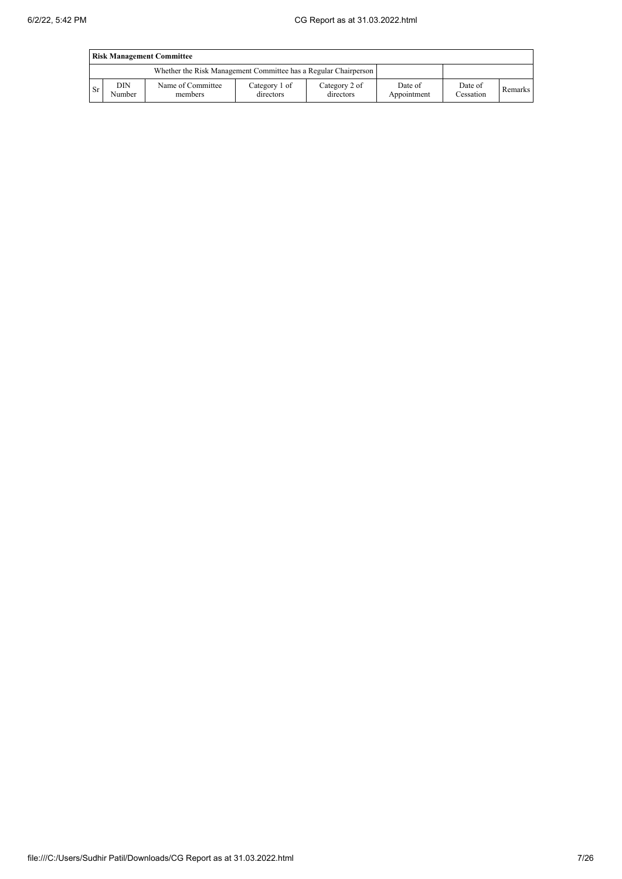| Risk Management Committee | | | | | | | |
|---|---|---|---|---|---|---|---|
| Whether the Risk Management Committee has a Regular Chairperson | | | | | | | |
| Sr | DIN Number | Name of Committee members | Category 1 of directors | Category 2 of directors | Date of Appointment | Date of Cessation | Remarks |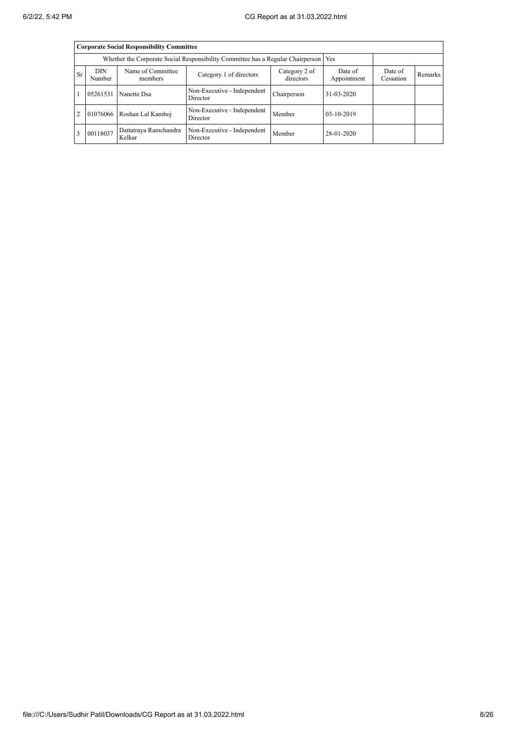| Corporate Social Responsibility Committee | | | | | | | |
|---|---|---|---|---|---|---|---|
| Whether the Corporate Social Responsibility Committee has a Regular Chairperson | | | | | Yes | | |
| Sr | DIN Number | Name of Committee members | Category 1 of directors | Category 2 of directors | Date of Appointment | Date of Cessation | Remarks |
| 1 | 05261531 | Nanette Dsa | Non-Executive - Independent Director | Chairperson | 31-03-2020 | | |
| 2 | 01076066 | Roshan Lal Kamboj | Non-Executive - Independent Director | Member | 03-10-2019 | | |
| 3 | 00118037 | Dattatraya Ramchandra Kelkar | Non-Executive - Independent Director | Member | 28-01-2020 | | |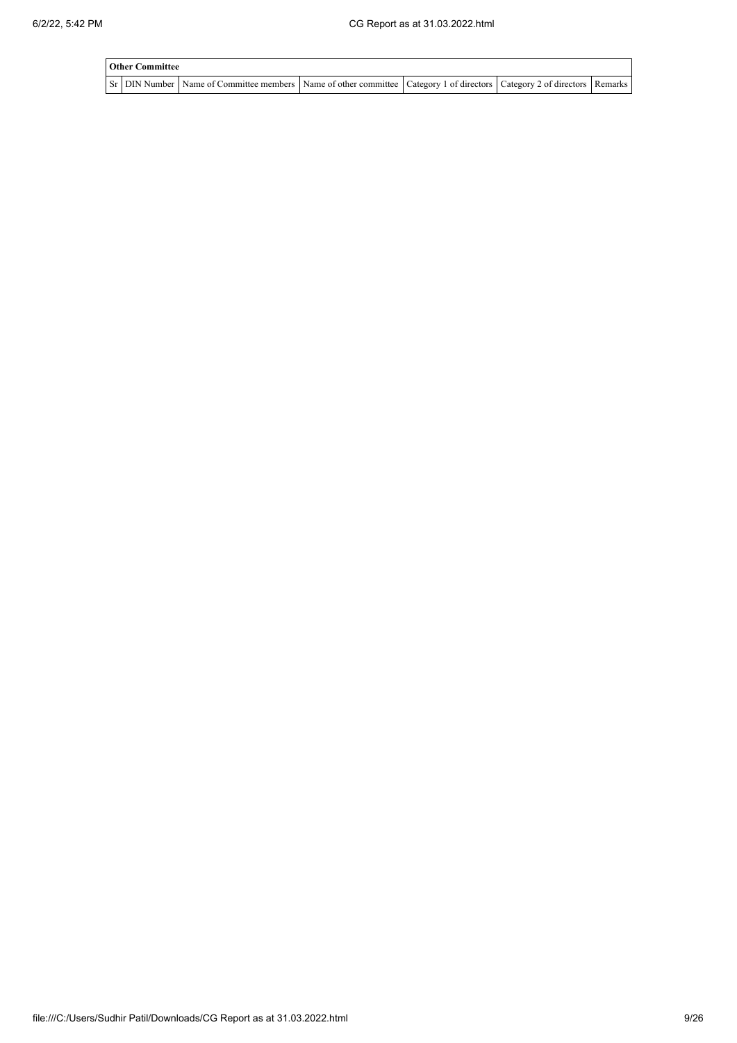| Other Committee | | | | | | |
|---|---|---|---|---|---|---|
| Sr | DIN Number | Name of Committee members | Name of other committee | Category 1 of directors | Category 2 of directors | Remarks |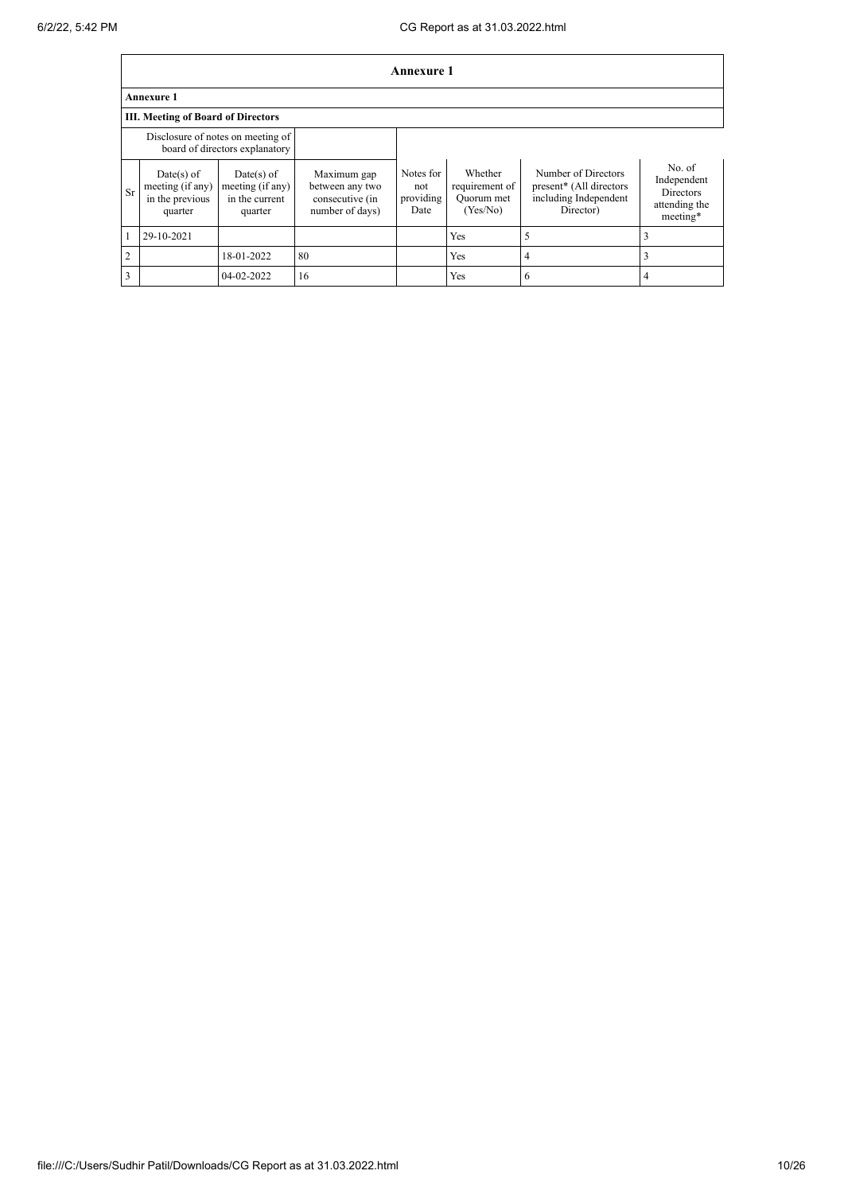# Annexure 1

**Annexure 1**

**III. Meeting of Board of Directors**

| Disclosure of notes on meeting of board of directors explanatory | | | | | | | |
|---|---|---|---|---|---|---|---|
| Sr | Date(s) of meeting (if any) in the previous quarter | Date(s) of meeting (if any) in the current quarter | Maximum gap between any two consecutive (in number of days) | Notes for not providing Date | Whether requirement of Quorum met (Yes/No) | Number of Directors present* (All directors including Independent Director) | No. of Independent Directors attending the meeting* |
| 1 | 29-10-2021 | | | | Yes | 5 | 3 |
| 2 | | 18-01-2022 | 80 | | Yes | 4 | 3 |
| 3 | | 04-02-2022 | 16 | | Yes | 6 | 4 |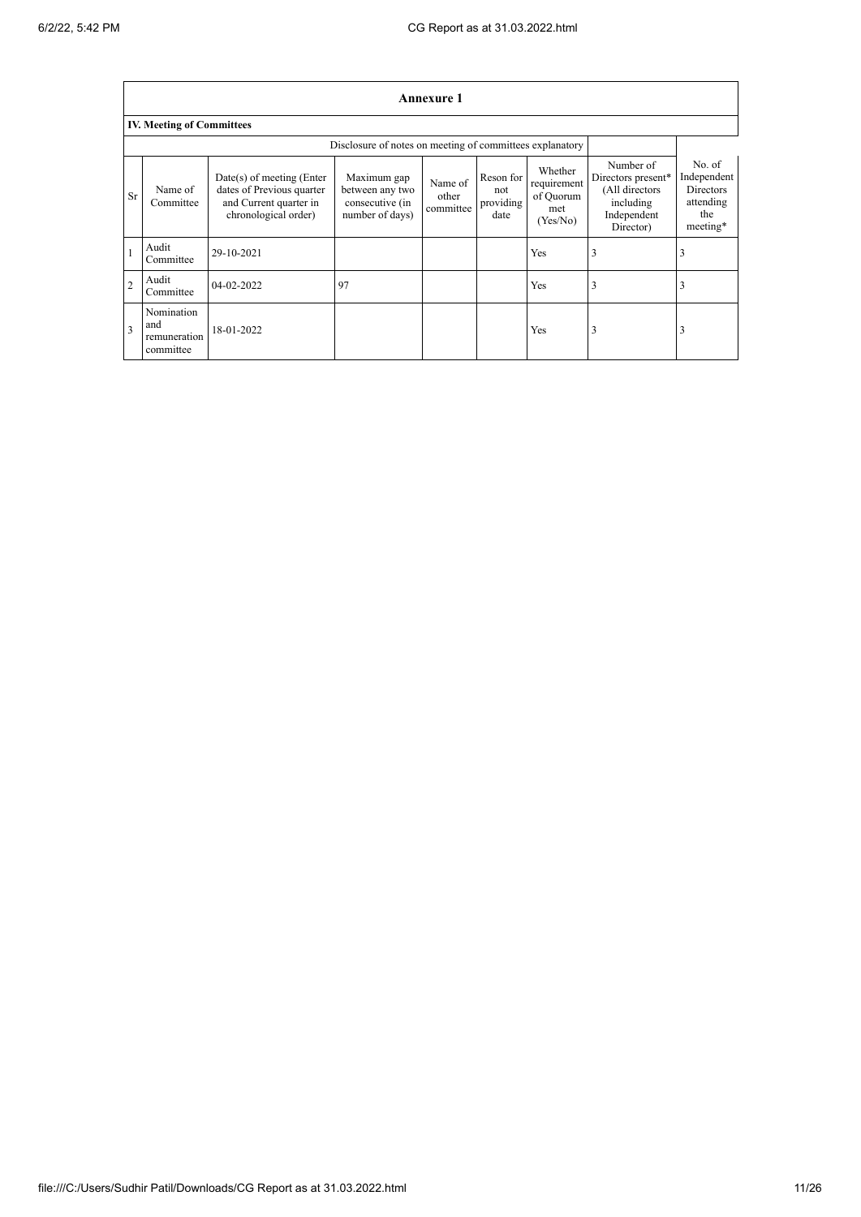## Annexure 1

### IV. Meeting of Committees

Disclosure of notes on meeting of committees explanatory

| Sr | Name of Committee | Date(s) of meeting (Enter dates of Previous quarter and Current quarter in chronological order) | Maximum gap between any two consecutive (in number of days) | Name of other committee | Reson for not providing date | Whether requirement of Quorum met (Yes/No) | Number of Directors present* (All directors including Independent Director) | No. of Independent Directors attending the meeting* |
|---|---|---|---|---|---|---|---|---|
| 1 | Audit Committee | 29-10-2021 | | | | Yes | 3 | 3 |
| 2 | Audit Committee | 04-02-2022 | 97 | | | Yes | 3 | 3 |
| 3 | Nomination and remuneration committee | 18-01-2022 | | | | Yes | 3 | 3 |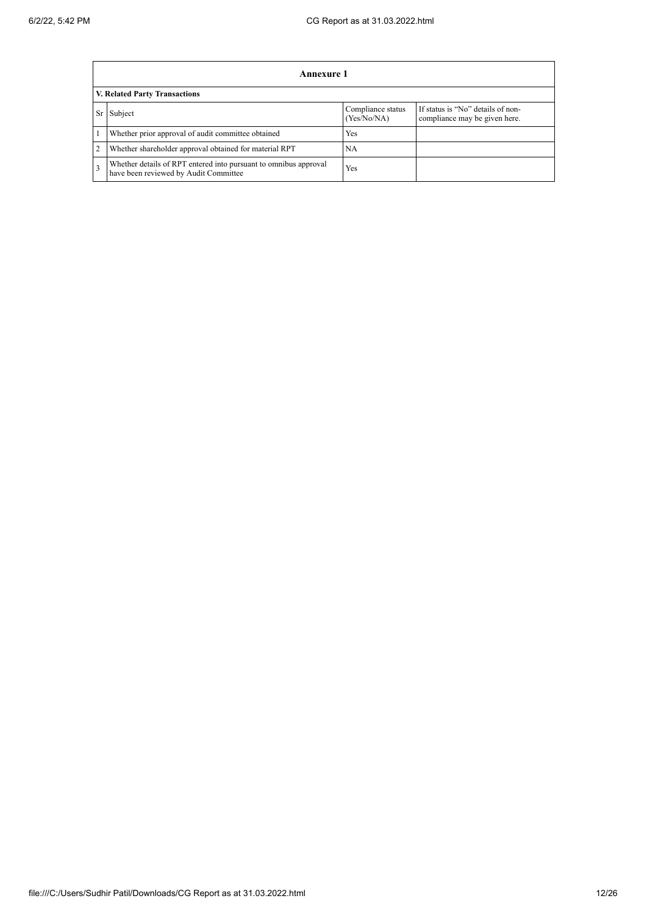## Annexure 1

### V. Related Party Transactions

| Sr | Subject | Compliance status (Yes/No/NA) | If status is "No" details of non-compliance may be given here. |
|---|---|---|---|
| 1 | Whether prior approval of audit committee obtained | Yes | |
| 2 | Whether shareholder approval obtained for material RPT | NA | |
| 3 | Whether details of RPT entered into pursuant to omnibus approval have been reviewed by Audit Committee | Yes | |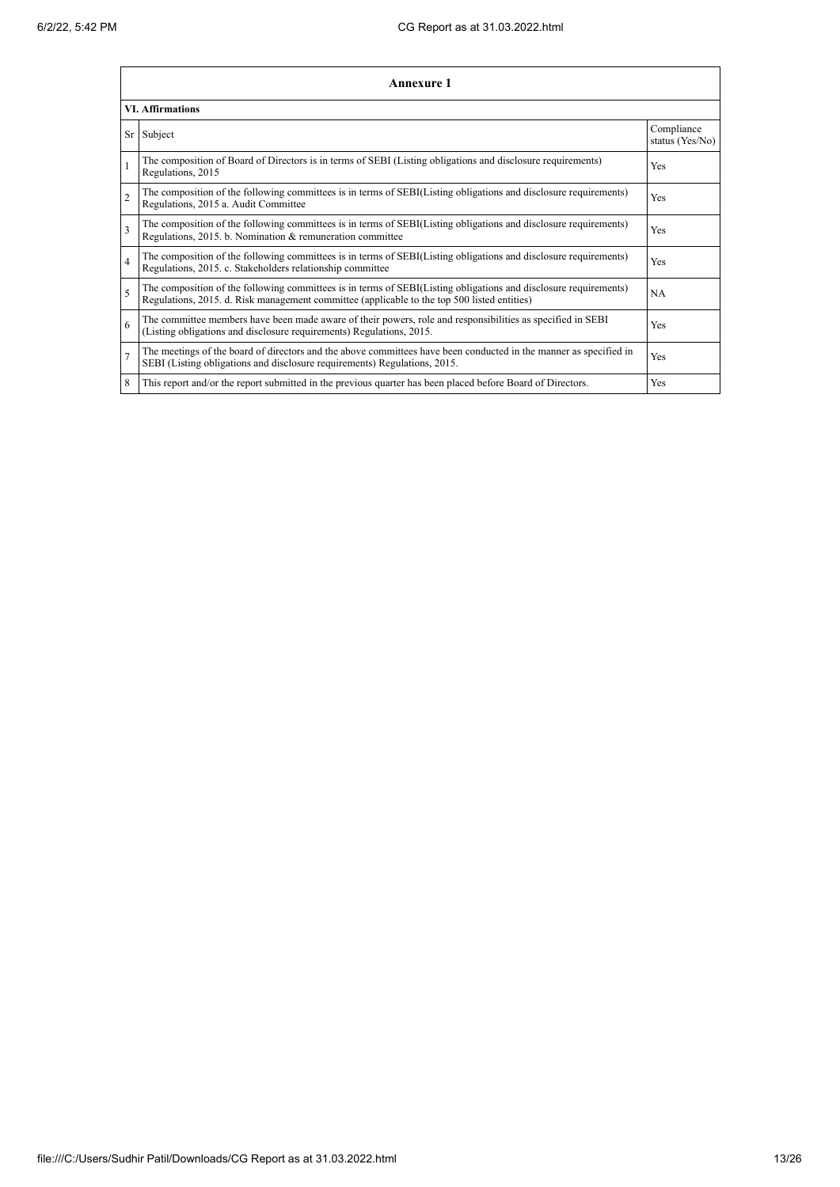## Annexure 1

### VI. Affirmations

| Sr | Subject | Compliance status (Yes/No) |
|---|---|---|
| 1 | The composition of Board of Directors is in terms of SEBI (Listing obligations and disclosure requirements) Regulations, 2015 | Yes |
| 2 | The composition of the following committees is in terms of SEBI(Listing obligations and disclosure requirements) Regulations, 2015 a. Audit Committee | Yes |
| 3 | The composition of the following committees is in terms of SEBI(Listing obligations and disclosure requirements) Regulations, 2015. b. Nomination & remuneration committee | Yes |
| 4 | The composition of the following committees is in terms of SEBI(Listing obligations and disclosure requirements) Regulations, 2015. c. Stakeholders relationship committee | Yes |
| 5 | The composition of the following committees is in terms of SEBI(Listing obligations and disclosure requirements) Regulations, 2015. d. Risk management committee (applicable to the top 500 listed entities) | NA |
| 6 | The committee members have been made aware of their powers, role and responsibilities as specified in SEBI (Listing obligations and disclosure requirements) Regulations, 2015. | Yes |
| 7 | The meetings of the board of directors and the above committees have been conducted in the manner as specified in SEBI (Listing obligations and disclosure requirements) Regulations, 2015. | Yes |
| 8 | This report and/or the report submitted in the previous quarter has been placed before Board of Directors. | Yes |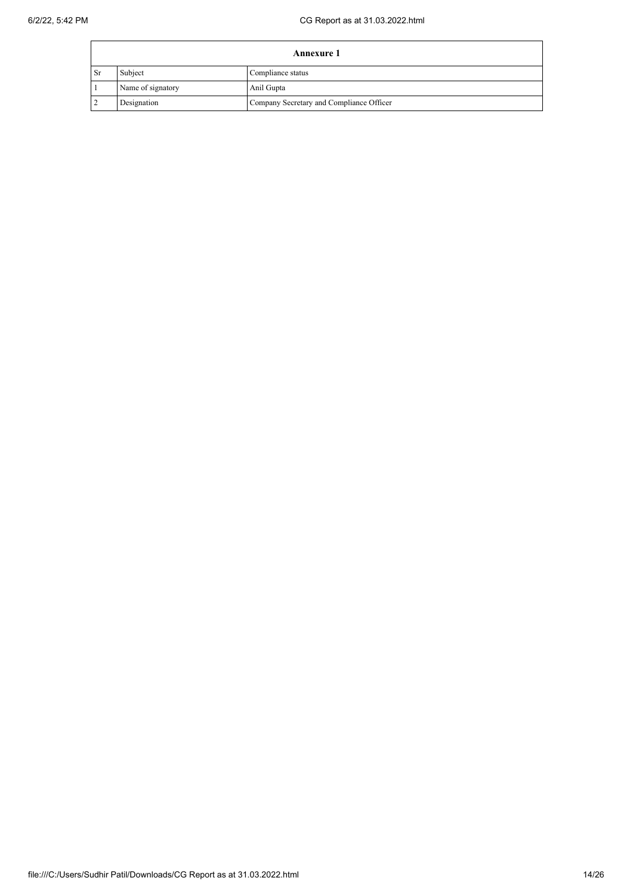| Annexure 1 | | |
|---|---|---|
| Sr | Subject | Compliance status |
| 1 | Name of signatory | Anil Gupta |
| 2 | Designation | Company Secretary and Compliance Officer |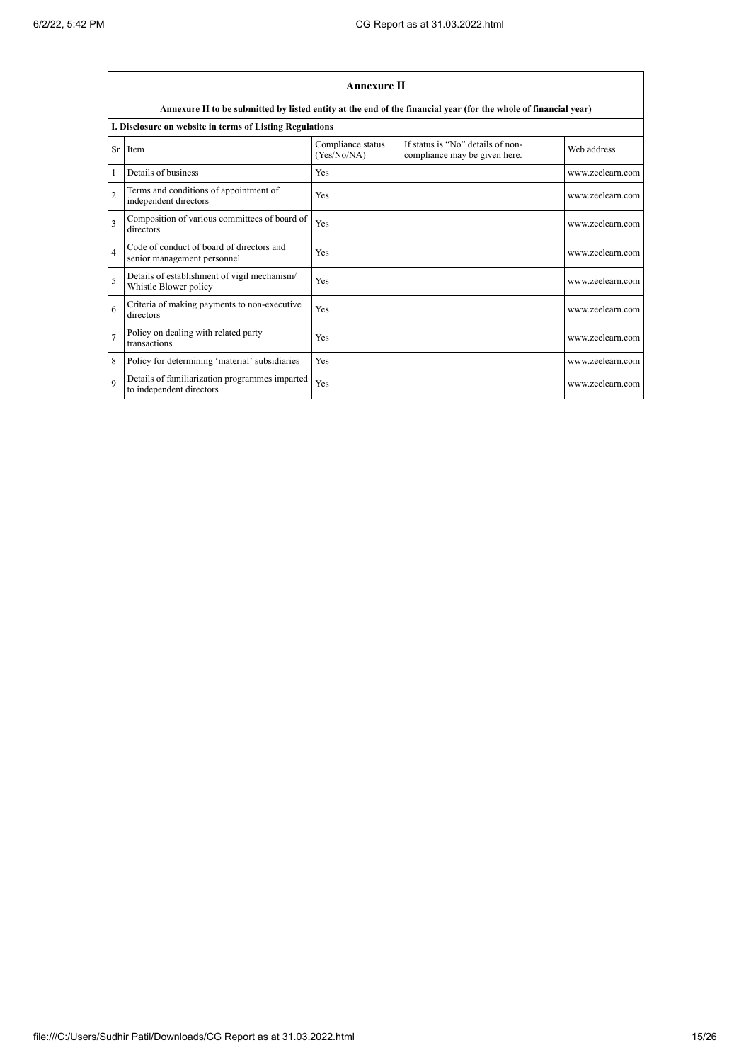## Annexure II

**Annexure II to be submitted by listed entity at the end of the financial year (for the whole of financial year)**

**I. Disclosure on website in terms of Listing Regulations**

| Sr | Item | Compliance status (Yes/No/NA) | If status is "No" details of non-compliance may be given here. | Web address |
|---|---|---|---|---|
| 1 | Details of business | Yes | | www.zeelearn.com |
| 2 | Terms and conditions of appointment of independent directors | Yes | | www.zeelearn.com |
| 3 | Composition of various committees of board of directors | Yes | | www.zeelearn.com |
| 4 | Code of conduct of board of directors and senior management personnel | Yes | | www.zeelearn.com |
| 5 | Details of establishment of vigil mechanism/ Whistle Blower policy | Yes | | www.zeelearn.com |
| 6 | Criteria of making payments to non-executive directors | Yes | | www.zeelearn.com |
| 7 | Policy on dealing with related party transactions | Yes | | www.zeelearn.com |
| 8 | Policy for determining 'material' subsidiaries | Yes | | www.zeelearn.com |
| 9 | Details of familiarization programmes imparted to independent directors | Yes | | www.zeelearn.com |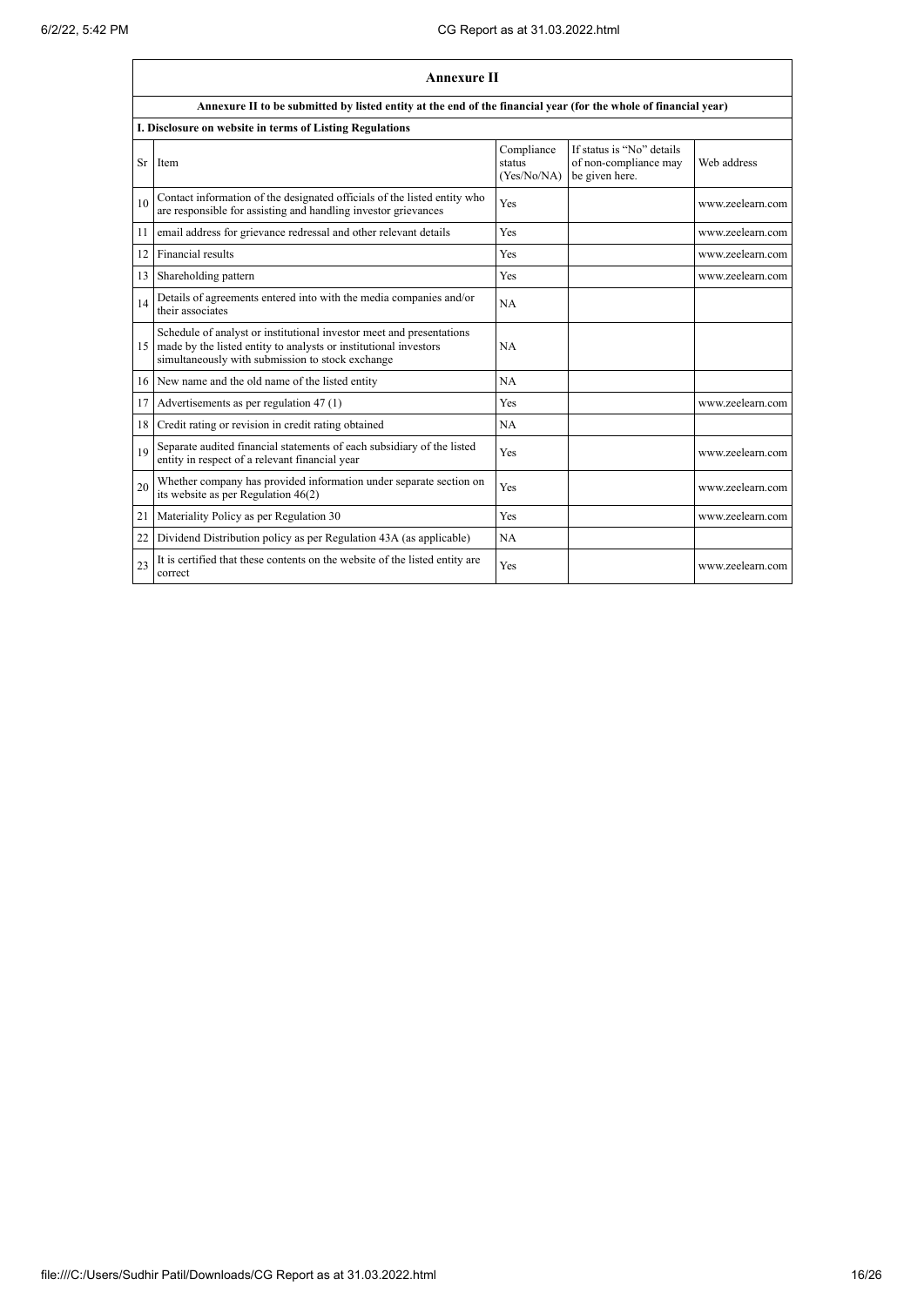## Annexure II

**Annexure II to be submitted by listed entity at the end of the financial year (for the whole of financial year)**

**I. Disclosure on website in terms of Listing Regulations**

| Sr | Item | Compliance status (Yes/No/NA) | If status is "No" details of non-compliance may be given here. | Web address |
|---|---|---|---|---|
| 10 | Contact information of the designated officials of the listed entity who are responsible for assisting and handling investor grievances | Yes | | www.zeelearn.com |
| 11 | email address for grievance redressal and other relevant details | Yes | | www.zeelearn.com |
| 12 | Financial results | Yes | | www.zeelearn.com |
| 13 | Shareholding pattern | Yes | | www.zeelearn.com |
| 14 | Details of agreements entered into with the media companies and/or their associates | NA | | |
| 15 | Schedule of analyst or institutional investor meet and presentations made by the listed entity to analysts or institutional investors simultaneously with submission to stock exchange | NA | | |
| 16 | New name and the old name of the listed entity | NA | | |
| 17 | Advertisements as per regulation 47 (1) | Yes | | www.zeelearn.com |
| 18 | Credit rating or revision in credit rating obtained | NA | | |
| 19 | Separate audited financial statements of each subsidiary of the listed entity in respect of a relevant financial year | Yes | | www.zeelearn.com |
| 20 | Whether company has provided information under separate section on its website as per Regulation 46(2) | Yes | | www.zeelearn.com |
| 21 | Materiality Policy as per Regulation 30 | Yes | | www.zeelearn.com |
| 22 | Dividend Distribution policy as per Regulation 43A (as applicable) | NA | | |
| 23 | It is certified that these contents on the website of the listed entity are correct | Yes | | www.zeelearn.com |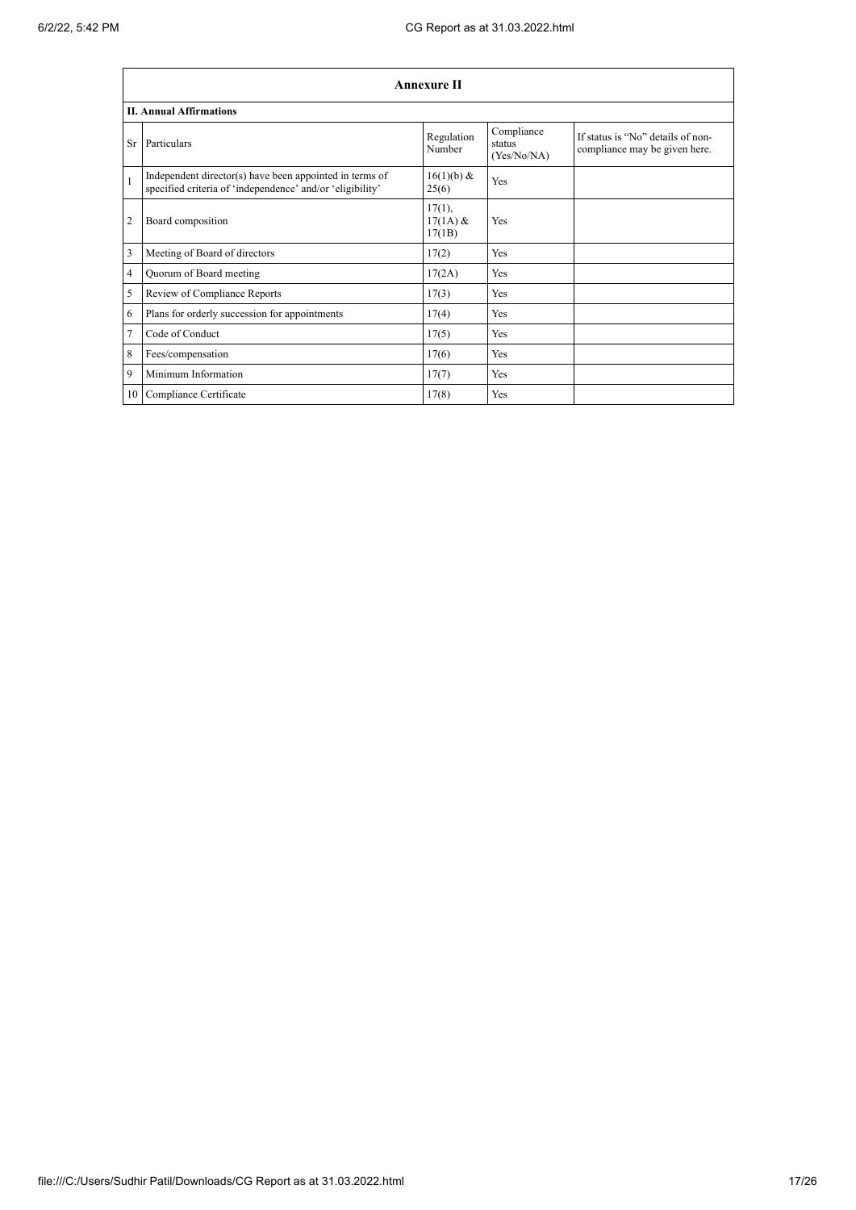## Annexure II

### II. Annual Affirmations

| Sr | Particulars | Regulation Number | Compliance status (Yes/No/NA) | If status is "No" details of non-compliance may be given here. |
|---|---|---|---|---|
| 1 | Independent director(s) have been appointed in terms of specified criteria of 'independence' and/or 'eligibility' | 16(1)(b) & 25(6) | Yes | |
| 2 | Board composition | 17(1), 17(1A) & 17(1B) | Yes | |
| 3 | Meeting of Board of directors | 17(2) | Yes | |
| 4 | Quorum of Board meeting | 17(2A) | Yes | |
| 5 | Review of Compliance Reports | 17(3) | Yes | |
| 6 | Plans for orderly succession for appointments | 17(4) | Yes | |
| 7 | Code of Conduct | 17(5) | Yes | |
| 8 | Fees/compensation | 17(6) | Yes | |
| 9 | Minimum Information | 17(7) | Yes | |
| 10 | Compliance Certificate | 17(8) | Yes | |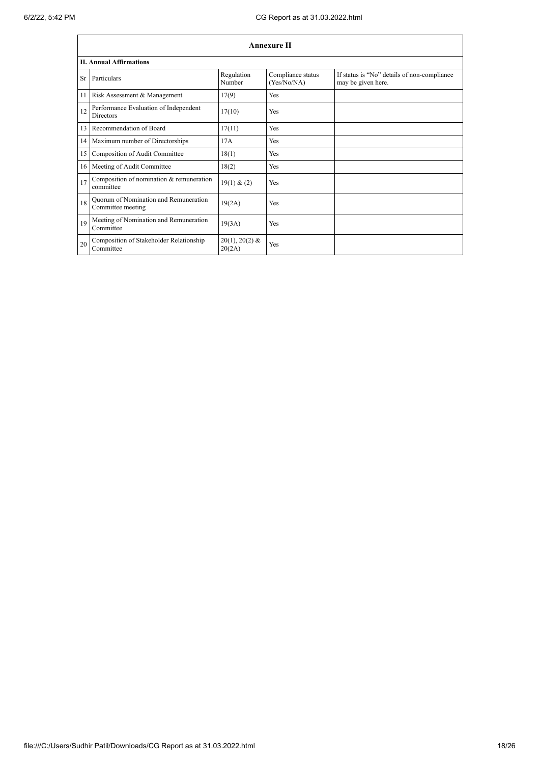## Annexure II

### II. Annual Affirmations

| Sr | Particulars | Regulation Number | Compliance status (Yes/No/NA) | If status is "No" details of non-compliance may be given here. |
|---|---|---|---|---|
| 11 | Risk Assessment & Management | 17(9) | Yes | |
| 12 | Performance Evaluation of Independent Directors | 17(10) | Yes | |
| 13 | Recommendation of Board | 17(11) | Yes | |
| 14 | Maximum number of Directorships | 17A | Yes | |
| 15 | Composition of Audit Committee | 18(1) | Yes | |
| 16 | Meeting of Audit Committee | 18(2) | Yes | |
| 17 | Composition of nomination & remuneration committee | 19(1) & (2) | Yes | |
| 18 | Quorum of Nomination and Remuneration Committee meeting | 19(2A) | Yes | |
| 19 | Meeting of Nomination and Remuneration Committee | 19(3A) | Yes | |
| 20 | Composition of Stakeholder Relationship Committee | 20(1), 20(2) & 20(2A) | Yes | |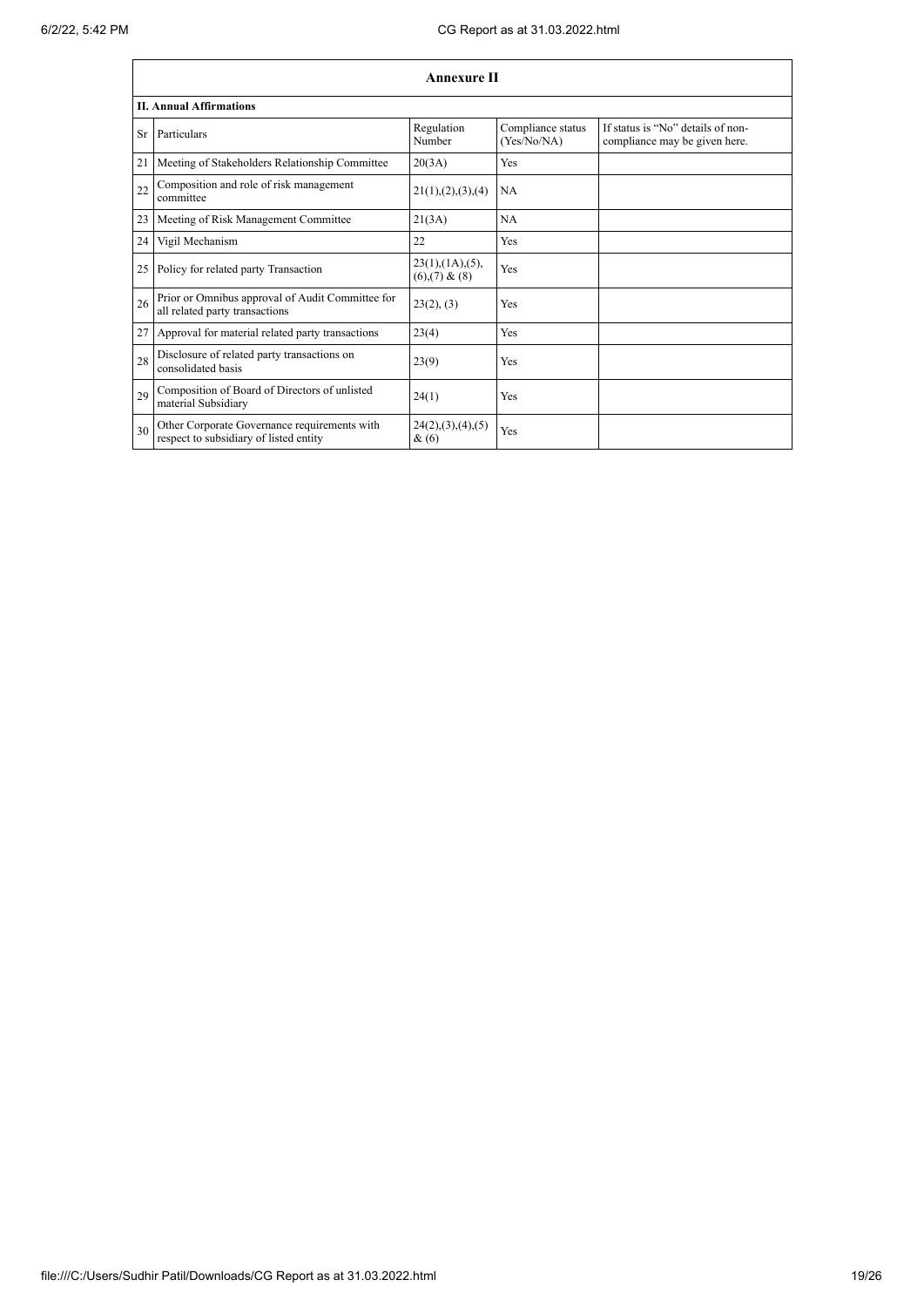| Annexure II | | | | |
|---|---|---|---|---|
| **II. Annual Affirmations** | | | | |
| Sr | Particulars | Regulation Number | Compliance status (Yes/No/NA) | If status is "No" details of non-compliance may be given here. |
| 21 | Meeting of Stakeholders Relationship Committee | 20(3A) | Yes | |
| 22 | Composition and role of risk management committee | 21(1),(2),(3),(4) | NA | |
| 23 | Meeting of Risk Management Committee | 21(3A) | NA | |
| 24 | Vigil Mechanism | 22 | Yes | |
| 25 | Policy for related party Transaction | 23(1),(1A),(5),(6),(7) & (8) | Yes | |
| 26 | Prior or Omnibus approval of Audit Committee for all related party transactions | 23(2), (3) | Yes | |
| 27 | Approval for material related party transactions | 23(4) | Yes | |
| 28 | Disclosure of related party transactions on consolidated basis | 23(9) | Yes | |
| 29 | Composition of Board of Directors of unlisted material Subsidiary | 24(1) | Yes | |
| 30 | Other Corporate Governance requirements with respect to subsidiary of listed entity | 24(2),(3),(4),(5) & (6) | Yes | |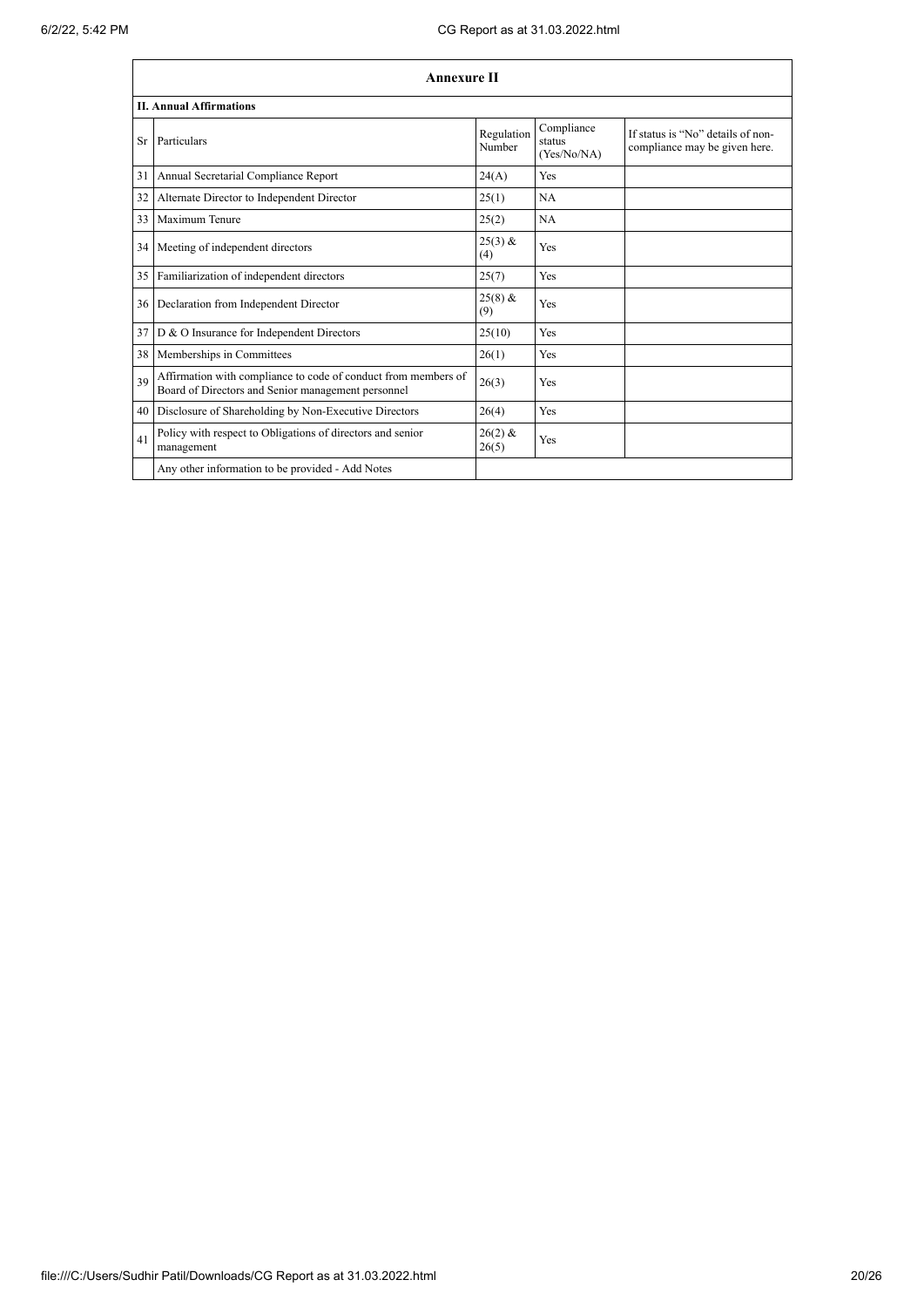## Annexure II

### II. Annual Affirmations

| Sr | Particulars | Regulation Number | Compliance status (Yes/No/NA) | If status is "No" details of non-compliance may be given here. |
|---|---|---|---|---|
| 31 | Annual Secretarial Compliance Report | 24(A) | Yes | |
| 32 | Alternate Director to Independent Director | 25(1) | NA | |
| 33 | Maximum Tenure | 25(2) | NA | |
| 34 | Meeting of independent directors | 25(3) & (4) | Yes | |
| 35 | Familiarization of independent directors | 25(7) | Yes | |
| 36 | Declaration from Independent Director | 25(8) & (9) | Yes | |
| 37 | D & O Insurance for Independent Directors | 25(10) | Yes | |
| 38 | Memberships in Committees | 26(1) | Yes | |
| 39 | Affirmation with compliance to code of conduct from members of Board of Directors and Senior management personnel | 26(3) | Yes | |
| 40 | Disclosure of Shareholding by Non-Executive Directors | 26(4) | Yes | |
| 41 | Policy with respect to Obligations of directors and senior management | 26(2) & 26(5) | Yes | |
| | Any other information to be provided - Add Notes | | | |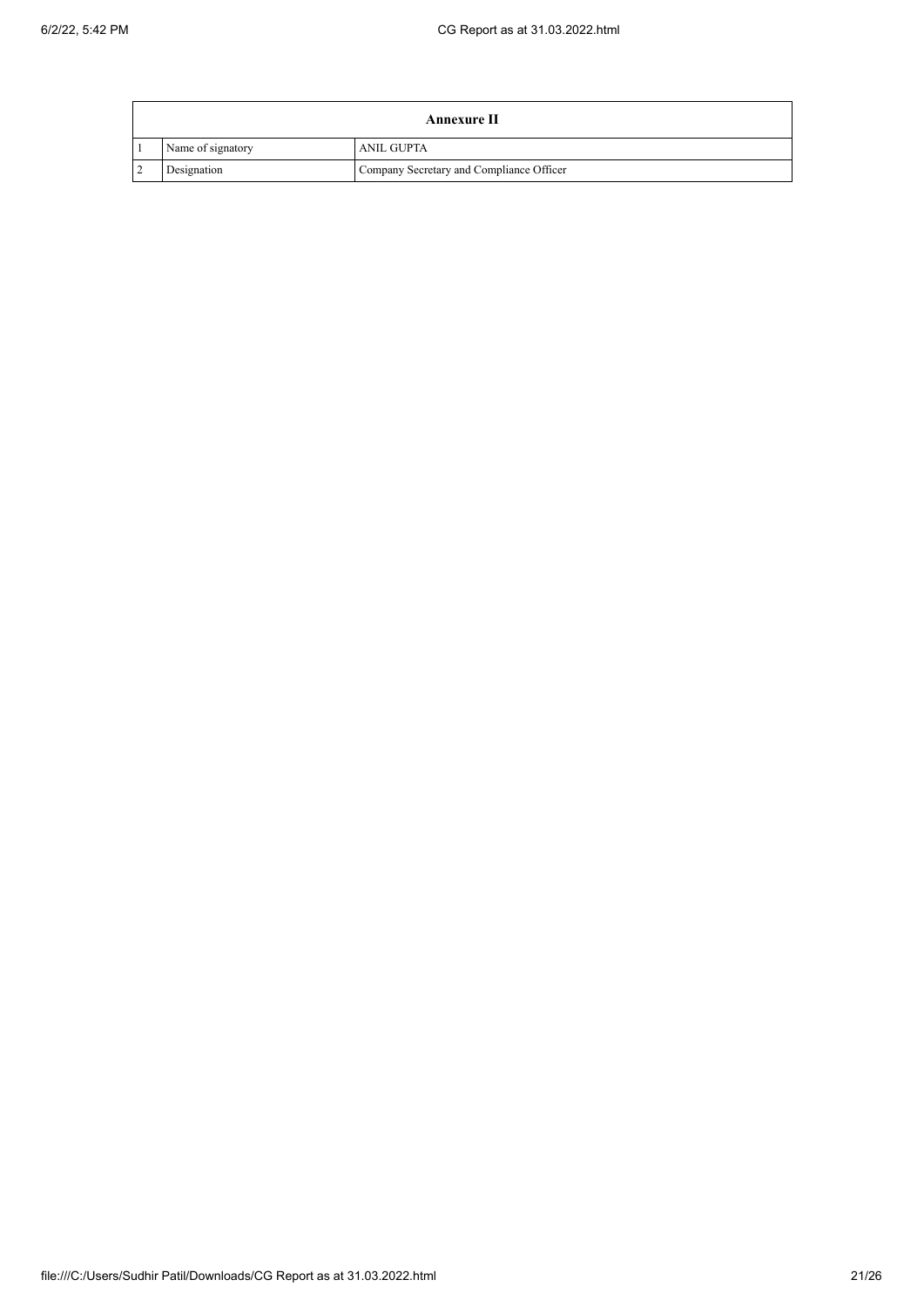| Annexure II | | |
|---|---|---|
| 1 | Name of signatory | ANIL GUPTA |
| 2 | Designation | Company Secretary and Compliance Officer |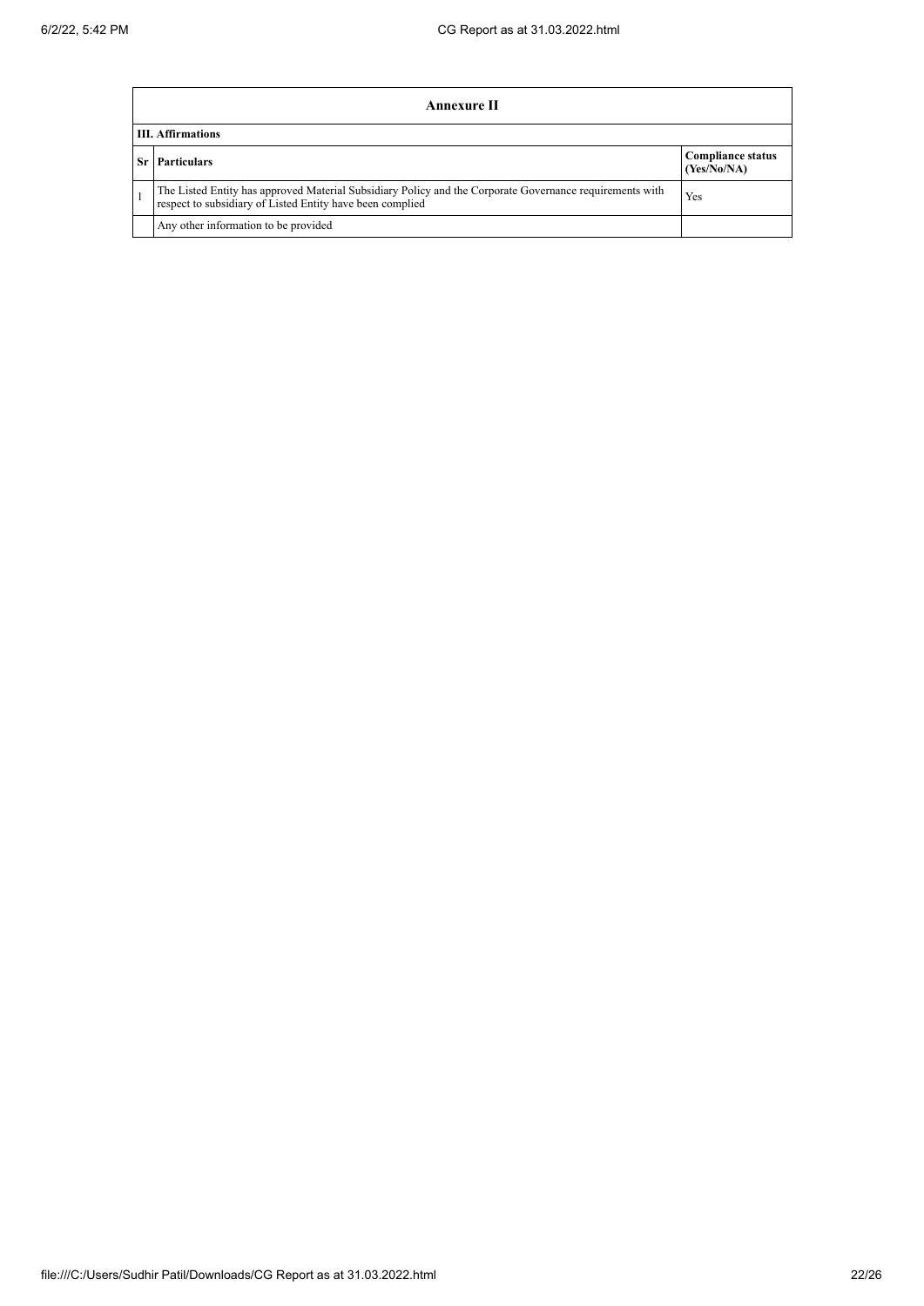## Annexure II

### III. Affirmations

| Sr | Particulars | Compliance status (Yes/No/NA) |
|---|---|---|
| 1 | The Listed Entity has approved Material Subsidiary Policy and the Corporate Governance requirements with respect to subsidiary of Listed Entity have been complied | Yes |
| | Any other information to be provided | |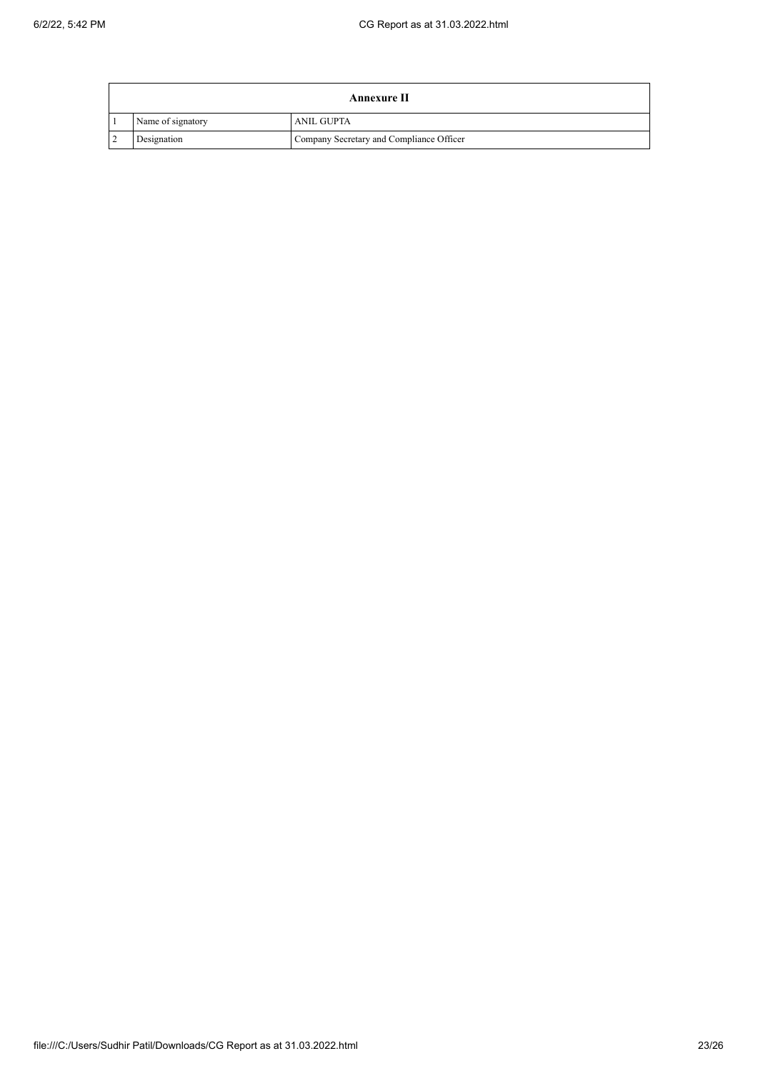| Annexure II | | |
|---|---|---|
| 1 | Name of signatory | ANIL GUPTA |
| 2 | Designation | Company Secretary and Compliance Officer |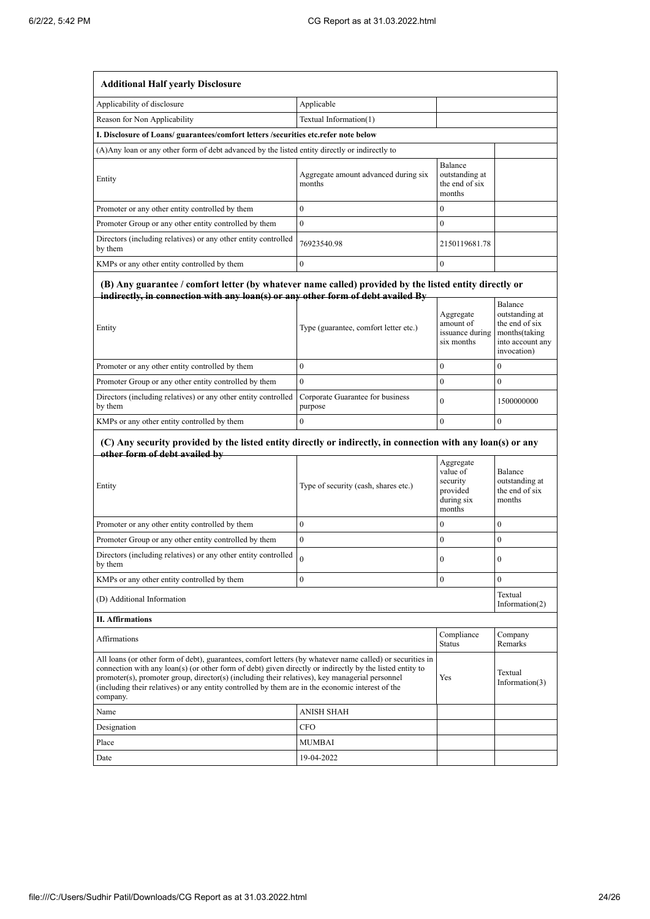| **Additional Half yearly Disclosure** | | | |
|---|---|---|---|
| Applicability of disclosure | Applicable | | |
| Reason for Non Applicability | Textual Information(1) | | |
| **I. Disclosure of Loans/ guarantees/comfort letters /securities etc.refer note below** | | | |
| (A)Any loan or any other form of debt advanced by the listed entity directly or indirectly to | | | |
| Entity | Aggregate amount advanced during six months | Balance outstanding at the end of six months | |
| Promoter or any other entity controlled by them | 0 | 0 | |
| Promoter Group or any other entity controlled by them | 0 | 0 | |
| Directors (including relatives) or any other entity controlled by them | 76923540.98 | 2150119681.78 | |
| KMPs or any other entity controlled by them | 0 | 0 | |
| **(B) Any guarantee / comfort letter (by whatever name called) provided by the listed entity directly or indirectly, in connection with any loan(s) or any other form of debt availed By** | | | |
| Entity | Type (guarantee, comfort letter etc.) | Aggregate amount of issuance during six months | Balance outstanding at the end of six months(taking into account any invocation) |
| Promoter or any other entity controlled by them | 0 | 0 | 0 |
| Promoter Group or any other entity controlled by them | 0 | 0 | 0 |
| Directors (including relatives) or any other entity controlled by them | Corporate Guarantee for business purpose | 0 | 1500000000 |
| KMPs or any other entity controlled by them | 0 | 0 | 0 |
| **(C) Any security provided by the listed entity directly or indirectly, in connection with any loan(s) or any other form of debt availed by** | | | |
| Entity | Type of security (cash, shares etc.) | Aggregate value of security provided during six months | Balance outstanding at the end of six months |
| Promoter or any other entity controlled by them | 0 | 0 | 0 |
| Promoter Group or any other entity controlled by them | 0 | 0 | 0 |
| Directors (including relatives) or any other entity controlled by them | 0 | 0 | 0 |
| KMPs or any other entity controlled by them | 0 | 0 | 0 |
| (D) Additional Information | | | Textual Information(2) |
| **II. Affirmations** | | | |
| Affirmations | | Compliance Status | Company Remarks |
| All loans (or other form of debt), guarantees, comfort letters (by whatever name called) or securities in connection with any loan(s) (or other form of debt) given directly or indirectly by the listed entity to promoter(s), promoter group, director(s) (including their relatives), key managerial personnel (including their relatives) or any entity controlled by them are in the economic interest of the company. | | Yes | Textual Information(3) |
| Name | ANISH SHAH | | |
| Designation | CFO | | |
| Place | MUMBAI | | |
| Date | 19-04-2022 | | |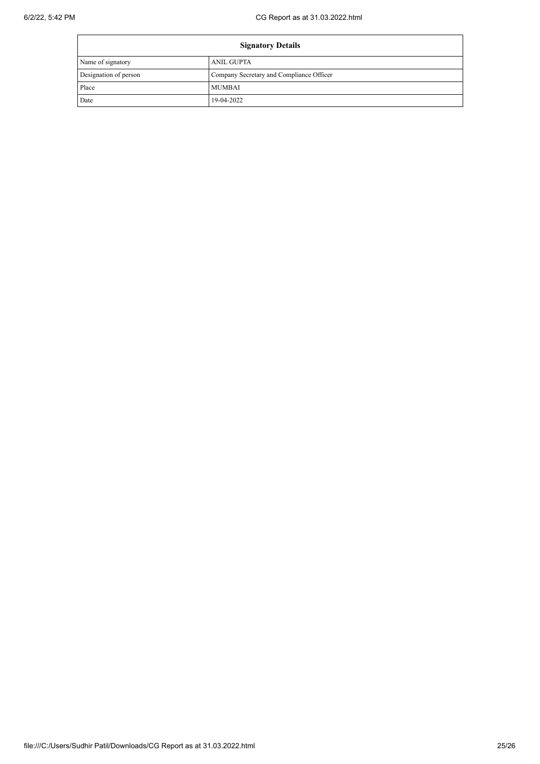| Signatory Details | |
|---|---|
| Name of signatory | ANIL GUPTA |
| Designation of person | Company Secretary and Compliance Officer |
| Place | MUMBAI |
| Date | 19-04-2022 |